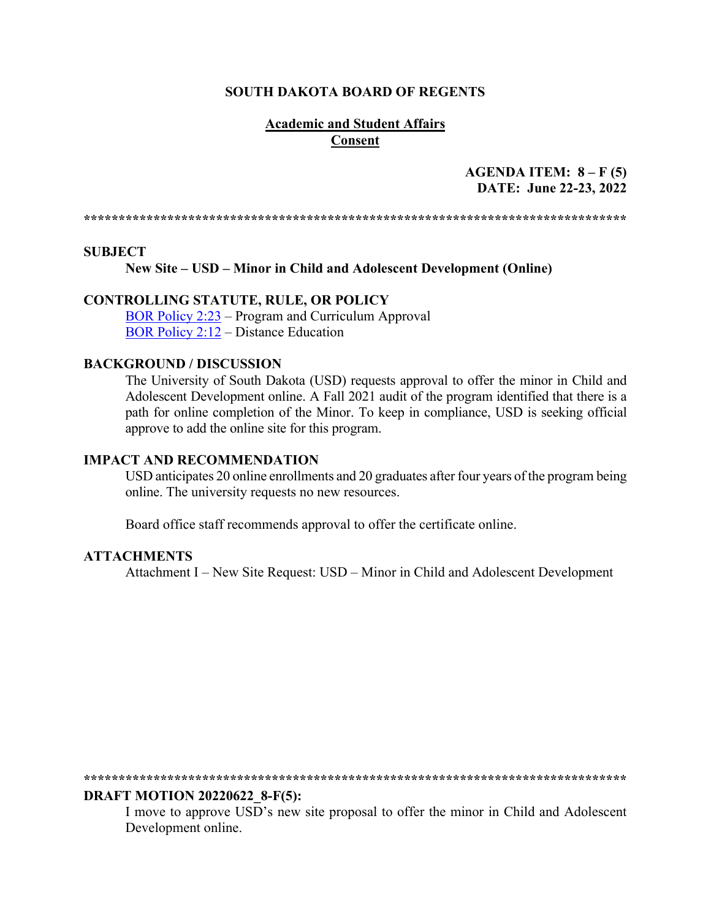**SOUTH DAKOTA BOARD OF REGENTS**

**Academic and Student Affairs**
**Consent**

**AGENDA ITEM: 8 – F (5)**
**DATE: June 22-23, 2022**

******************************************************************************

**SUBJECT**

**New Site – USD – Minor in Child and Adolescent Development (Online)**

**CONTROLLING STATUTE, RULE, OR POLICY**

BOR Policy 2:23 – Program and Curriculum Approval
BOR Policy 2:12 – Distance Education

**BACKGROUND / DISCUSSION**

The University of South Dakota (USD) requests approval to offer the minor in Child and Adolescent Development online. A Fall 2021 audit of the program identified that there is a path for online completion of the Minor. To keep in compliance, USD is seeking official approve to add the online site for this program.

**IMPACT AND RECOMMENDATION**

USD anticipates 20 online enrollments and 20 graduates after four years of the program being online. The university requests no new resources.

Board office staff recommends approval to offer the certificate online.

**ATTACHMENTS**

Attachment I – New Site Request: USD – Minor in Child and Adolescent Development

******************************************************************************

**DRAFT MOTION 20220622_8-F(5):**

I move to approve USD's new site proposal to offer the minor in Child and Adolescent Development online.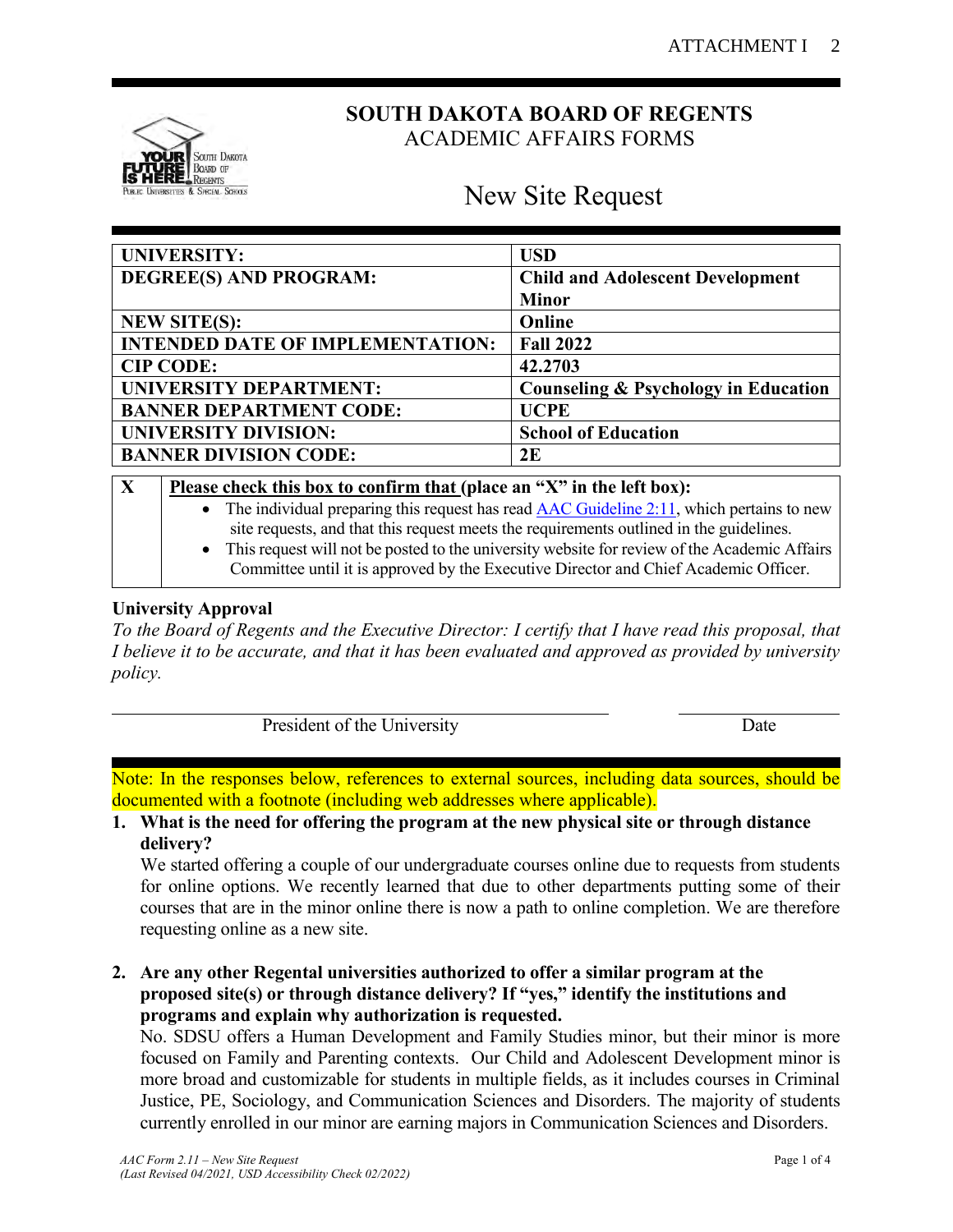# SOUTH DAKOTA BOARD OF REGENTS
ACADEMIC AFFAIRS FORMS

## New Site Request

| | |
|---|---|
| **UNIVERSITY:** | **USD** |
| **DEGREE(S) AND PROGRAM:** | **Child and Adolescent Development Minor** |
| **NEW SITE(S):** | **Online** |
| **INTENDED DATE OF IMPLEMENTATION:** | **Fall 2022** |
| **CIP CODE:** | **42.2703** |
| **UNIVERSITY DEPARTMENT:** | **Counseling & Psychology in Education** |
| **BANNER DEPARTMENT CODE:** | **UCPE** |
| **UNIVERSITY DIVISION:** | **School of Education** |
| **BANNER DIVISION CODE:** | **2E** |

| | |
|---|---|
| **X** | **Please check this box to confirm that (place an "X" in the left box):**<br>• The individual preparing this request has read AAC Guideline 2:11, which pertains to new site requests, and that this request meets the requirements outlined in the guidelines.<br>• This request will not be posted to the university website for review of the Academic Affairs Committee until it is approved by the Executive Director and Chief Academic Officer. |

**University Approval**

*To the Board of Regents and the Executive Director: I certify that I have read this proposal, that I believe it to be accurate, and that it has been evaluated and approved as provided by university policy.*

\_\_\_\_\_\_\_\_\_\_\_\_\_\_\_\_\_\_\_\_\_\_\_\_\_\_\_\_\_\_\_\_\_\_\_\_ \_\_\_\_\_\_\_\_\_\_\_\_\_\_
President of the University Date

Note: In the responses below, references to external sources, including data sources, should be documented with a footnote (including web addresses where applicable).

1. **What is the need for offering the program at the new physical site or through distance delivery?**

   We started offering a couple of our undergraduate courses online due to requests from students for online options. We recently learned that due to other departments putting some of their courses that are in the minor online there is now a path to online completion. We are therefore requesting online as a new site.

2. **Are any other Regental universities authorized to offer a similar program at the proposed site(s) or through distance delivery? If "yes," identify the institutions and programs and explain why authorization is requested.**

   No. SDSU offers a Human Development and Family Studies minor, but their minor is more focused on Family and Parenting contexts. Our Child and Adolescent Development minor is more broad and customizable for students in multiple fields, as it includes courses in Criminal Justice, PE, Sociology, and Communication Sciences and Disorders. The majority of students currently enrolled in our minor are earning majors in Communication Sciences and Disorders.

*AAC Form 2.11 – New Site Request*
*(Last Revised 04/2021, USD Accessibility Check 02/2022)*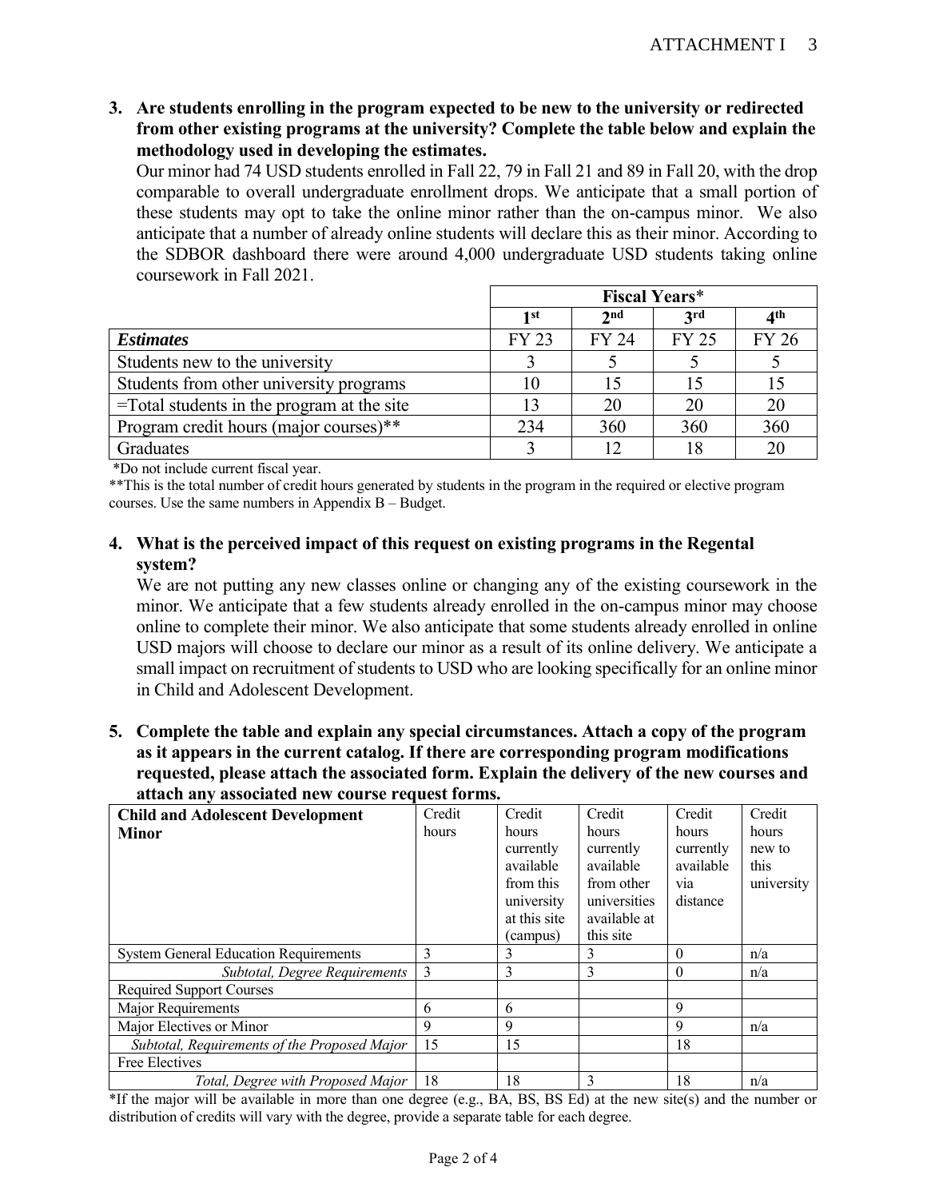**3. Are students enrolling in the program expected to be new to the university or redirected from other existing programs at the university? Complete the table below and explain the methodology used in developing the estimates.**

Our minor had 74 USD students enrolled in Fall 22, 79 in Fall 21 and 89 in Fall 20, with the drop comparable to overall undergraduate enrollment drops. We anticipate that a small portion of these students may opt to take the online minor rather than the on-campus minor. We also anticipate that a number of already online students will declare this as their minor. According to the SDBOR dashboard there were around 4,000 undergraduate USD students taking online coursework in Fall 2021.

| | Fiscal Years* | | | |
|---|---|---|---|---|
| | 1st | 2nd | 3rd | 4th |
| ***Estimates*** | FY 23 | FY 24 | FY 25 | FY 26 |
| Students new to the university | 3 | 5 | 5 | 5 |
| Students from other university programs | 10 | 15 | 15 | 15 |
| =Total students in the program at the site | 13 | 20 | 20 | 20 |
| Program credit hours (major courses)** | 234 | 360 | 360 | 360 |
| Graduates | 3 | 12 | 18 | 20 |

*Do not include current fiscal year.

**This is the total number of credit hours generated by students in the program in the required or elective program courses. Use the same numbers in Appendix B – Budget.

**4. What is the perceived impact of this request on existing programs in the Regental system?**

We are not putting any new classes online or changing any of the existing coursework in the minor. We anticipate that a few students already enrolled in the on-campus minor may choose online to complete their minor. We also anticipate that some students already enrolled in online USD majors will choose to declare our minor as a result of its online delivery. We anticipate a small impact on recruitment of students to USD who are looking specifically for an online minor in Child and Adolescent Development.

**5. Complete the table and explain any special circumstances. Attach a copy of the program as it appears in the current catalog. If there are corresponding program modifications requested, please attach the associated form. Explain the delivery of the new courses and attach any associated new course request forms.**

| **Child and Adolescent Development Minor** | Credit hours | Credit hours currently available from this university at this site (campus) | Credit hours currently available from other universities available at this site | Credit hours currently available via distance | Credit hours new to this university |
|---|---|---|---|---|---|
| System General Education Requirements | 3 | 3 | 3 | 0 | n/a |
| *Subtotal, Degree Requirements* | 3 | 3 | 3 | 0 | n/a |
| Required Support Courses | | | | | |
| Major Requirements | 6 | 6 | | 9 | |
| Major Electives or Minor | 9 | 9 | | 9 | n/a |
| *Subtotal, Requirements of the Proposed Major* | 15 | 15 | | 18 | |
| Free Electives | | | | | |
| *Total, Degree with Proposed Major* | 18 | 18 | 3 | 18 | n/a |

*If the major will be available in more than one degree (e.g., BA, BS, BS Ed) at the new site(s) and the number or distribution of credits will vary with the degree, provide a separate table for each degree.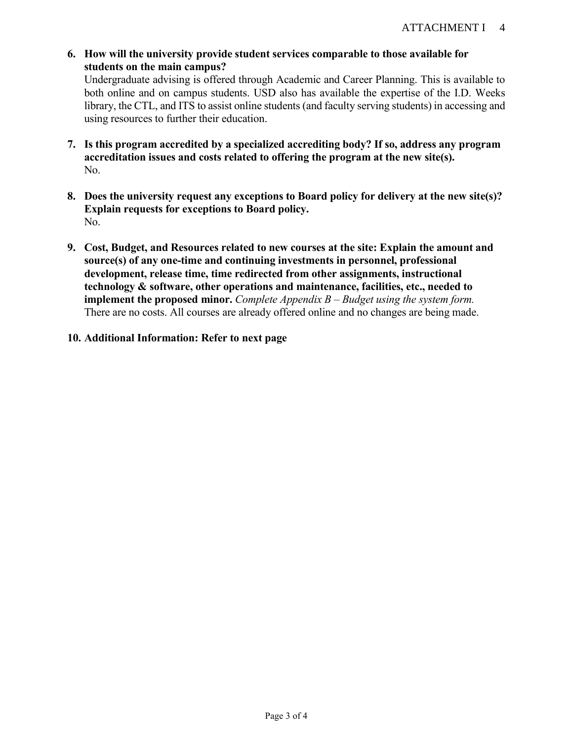6. **How will the university provide student services comparable to those available for students on the main campus?**
   Undergraduate advising is offered through Academic and Career Planning. This is available to both online and on campus students. USD also has available the expertise of the I.D. Weeks library, the CTL, and ITS to assist online students (and faculty serving students) in accessing and using resources to further their education.

7. **Is this program accredited by a specialized accrediting body? If so, address any program accreditation issues and costs related to offering the program at the new site(s).**
   No.

8. **Does the university request any exceptions to Board policy for delivery at the new site(s)? Explain requests for exceptions to Board policy.**
   No.

9. **Cost, Budget, and Resources related to new courses at the site: Explain the amount and source(s) of any one-time and continuing investments in personnel, professional development, release time, time redirected from other assignments, instructional technology & software, other operations and maintenance, facilities, etc., needed to implement the proposed minor.** *Complete Appendix B – Budget using the system form.*
   There are no costs. All courses are already offered online and no changes are being made.

10. **Additional Information: Refer to next page**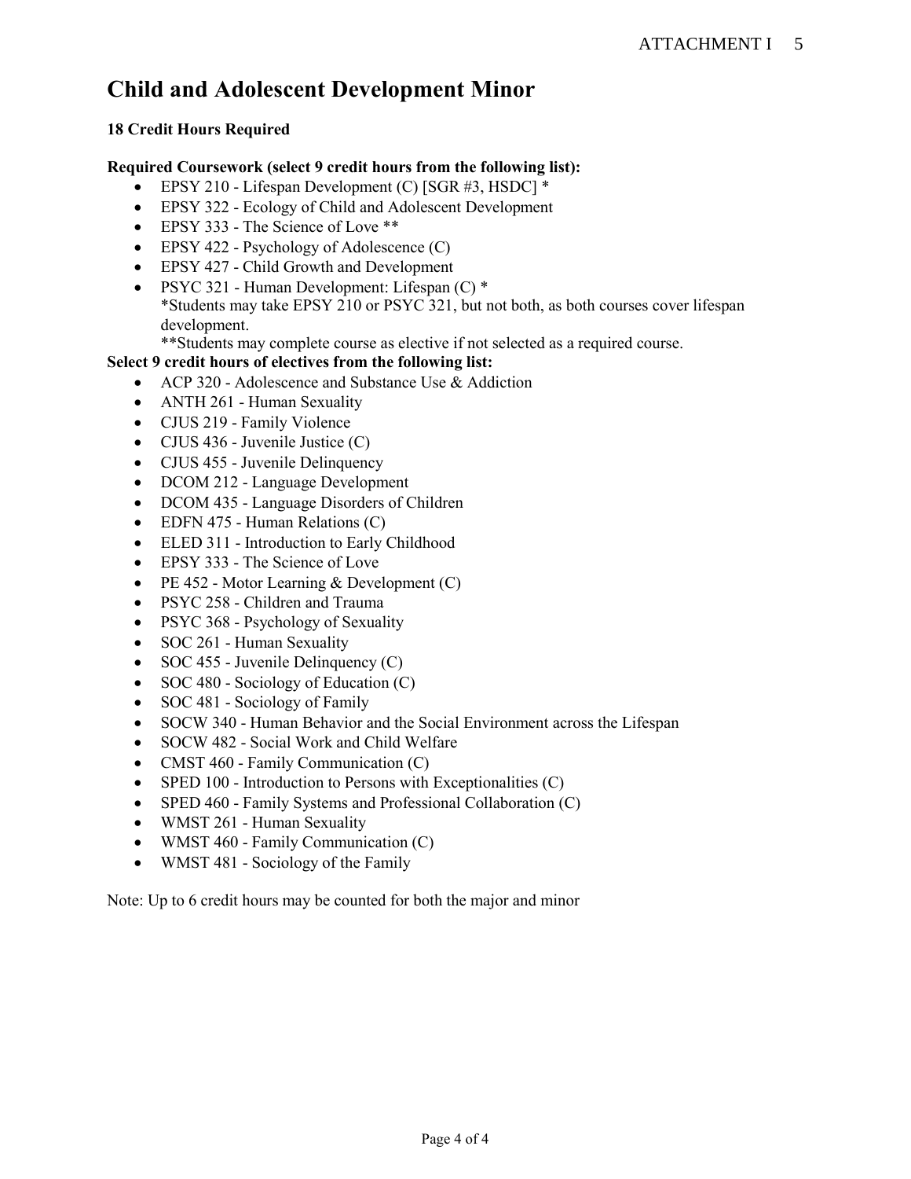# Child and Adolescent Development Minor

**18 Credit Hours Required**

**Required Coursework (select 9 credit hours from the following list):**

- EPSY 210 - Lifespan Development (C) [SGR #3, HSDC] *
- EPSY 322 - Ecology of Child and Adolescent Development
- EPSY 333 - The Science of Love **
- EPSY 422 - Psychology of Adolescence (C)
- EPSY 427 - Child Growth and Development
- PSYC 321 - Human Development: Lifespan (C) *
  *Students may take EPSY 210 or PSYC 321, but not both, as both courses cover lifespan development.
  **Students may complete course as elective if not selected as a required course.

**Select 9 credit hours of electives from the following list:**

- ACP 320 - Adolescence and Substance Use & Addiction
- ANTH 261 - Human Sexuality
- CJUS 219 - Family Violence
- CJUS 436 - Juvenile Justice (C)
- CJUS 455 - Juvenile Delinquency
- DCOM 212 - Language Development
- DCOM 435 - Language Disorders of Children
- EDFN 475 - Human Relations (C)
- ELED 311 - Introduction to Early Childhood
- EPSY 333 - The Science of Love
- PE 452 - Motor Learning & Development (C)
- PSYC 258 - Children and Trauma
- PSYC 368 - Psychology of Sexuality
- SOC 261 - Human Sexuality
- SOC 455 - Juvenile Delinquency (C)
- SOC 480 - Sociology of Education (C)
- SOC 481 - Sociology of Family
- SOCW 340 - Human Behavior and the Social Environment across the Lifespan
- SOCW 482 - Social Work and Child Welfare
- CMST 460 - Family Communication (C)
- SPED 100 - Introduction to Persons with Exceptionalities (C)
- SPED 460 - Family Systems and Professional Collaboration (C)
- WMST 261 - Human Sexuality
- WMST 460 - Family Communication (C)
- WMST 481 - Sociology of the Family

Note: Up to 6 credit hours may be counted for both the major and minor